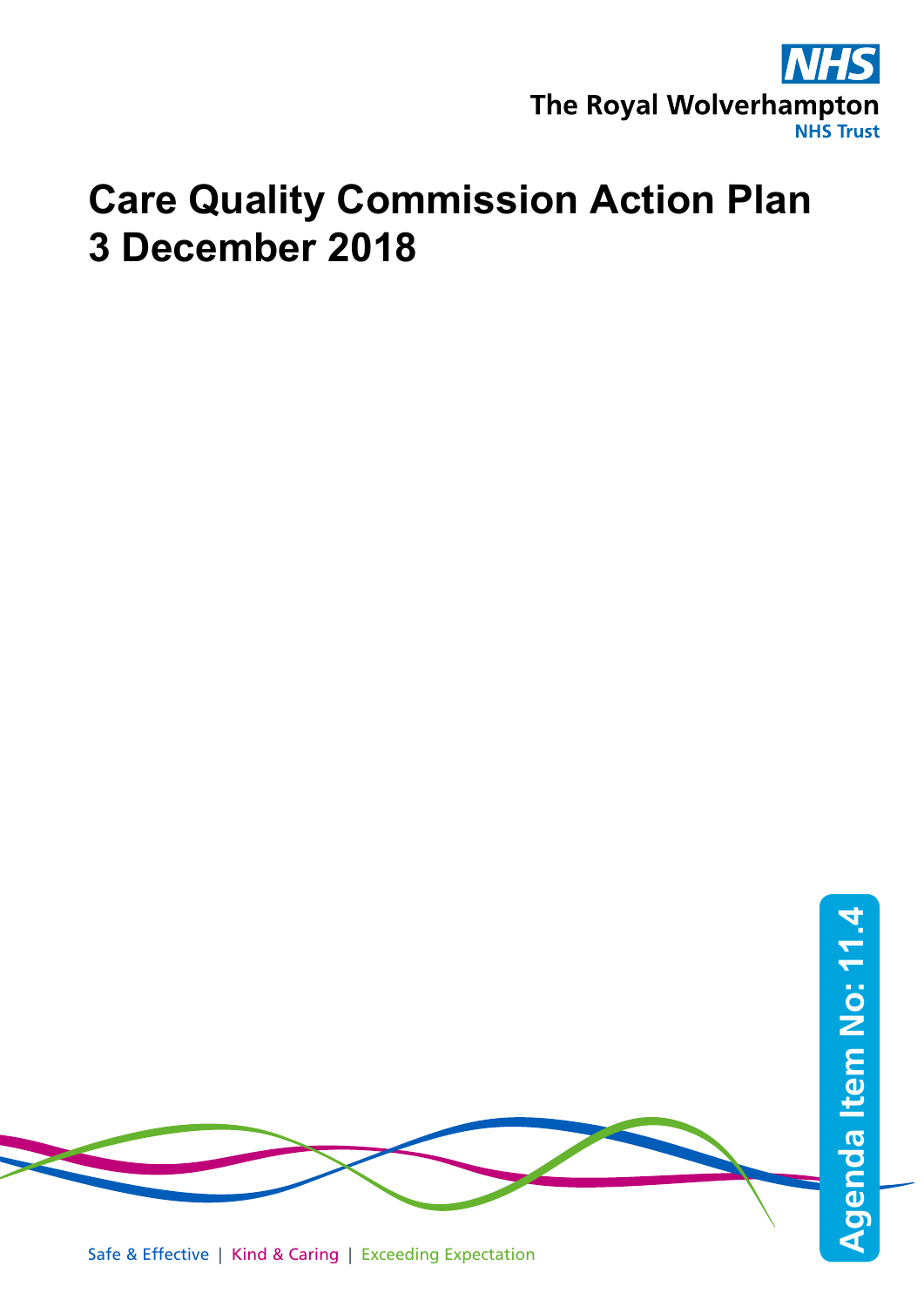NHS

The Royal Wolverhampton

NHS Trust

# Care Quality Commission Action Plan
# 3 December 2018

Safe & Effective | Kind & Caring | Exceeding Expectation

Agenda Item No: 11.4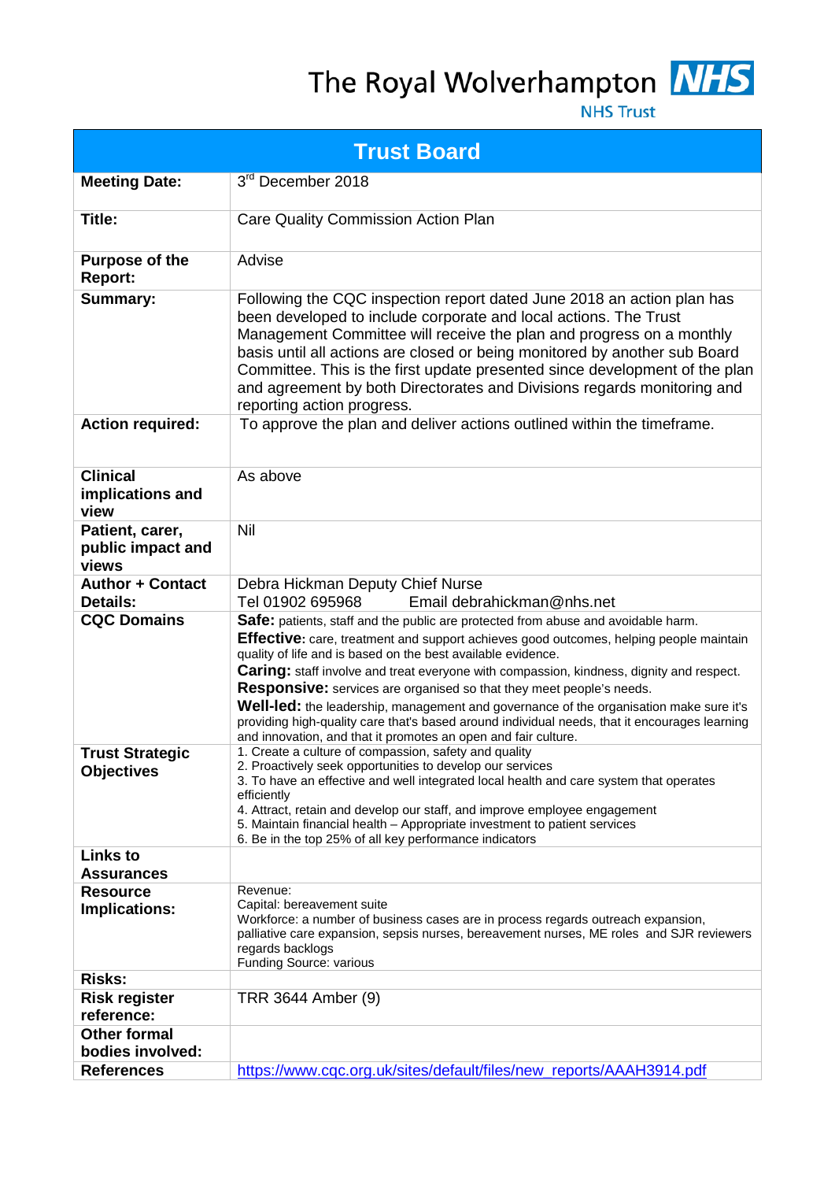The Royal Wolverhampton **NHS**

NHS Trust

| **Trust Board** | |
|---|---|
| **Meeting Date:** | 3rd December 2018 |
| **Title:** | Care Quality Commission Action Plan |
| **Purpose of the Report:** | Advise |
| **Summary:** | Following the CQC inspection report dated June 2018 an action plan has been developed to include corporate and local actions. The Trust Management Committee will receive the plan and progress on a monthly basis until all actions are closed or being monitored by another sub Board Committee. This is the first update presented since development of the plan and agreement by both Directorates and Divisions regards monitoring and reporting action progress. |
| **Action required:** | To approve the plan and deliver actions outlined within the timeframe. |
| **Clinical implications and view** | As above |
| **Patient, carer, public impact and views** | Nil |
| **Author + Contact Details:** | Debra Hickman Deputy Chief Nurse<br>Tel 01902 695968 Email debrahickman@nhs.net |
| **CQC Domains** | **Safe:** patients, staff and the public are protected from abuse and avoidable harm.<br>**Effective:** care, treatment and support achieves good outcomes, helping people maintain quality of life and is based on the best available evidence.<br>**Caring:** staff involve and treat everyone with compassion, kindness, dignity and respect.<br>**Responsive:** services are organised so that they meet people's needs.<br>**Well-led:** the leadership, management and governance of the organisation make sure it's providing high-quality care that's based around individual needs, that it encourages learning and innovation, and that it promotes an open and fair culture. |
| **Trust Strategic Objectives** | 1. Create a culture of compassion, safety and quality<br>2. Proactively seek opportunities to develop our services<br>3. To have an effective and well integrated local health and care system that operates efficiently<br>4. Attract, retain and develop our staff, and improve employee engagement<br>5. Maintain financial health – Appropriate investment to patient services<br>6. Be in the top 25% of all key performance indicators |
| **Links to Assurances** | |
| **Resource Implications:** | Revenue:<br>Capital: bereavement suite<br>Workforce: a number of business cases are in process regards outreach expansion, palliative care expansion, sepsis nurses, bereavement nurses, ME roles and SJR reviewers regards backlogs<br>Funding Source: various |
| **Risks:** | |
| **Risk register reference:** | TRR 3644 Amber (9) |
| **Other formal bodies involved:** | |
| **References** | https://www.cqc.org.uk/sites/default/files/new_reports/AAAH3914.pdf |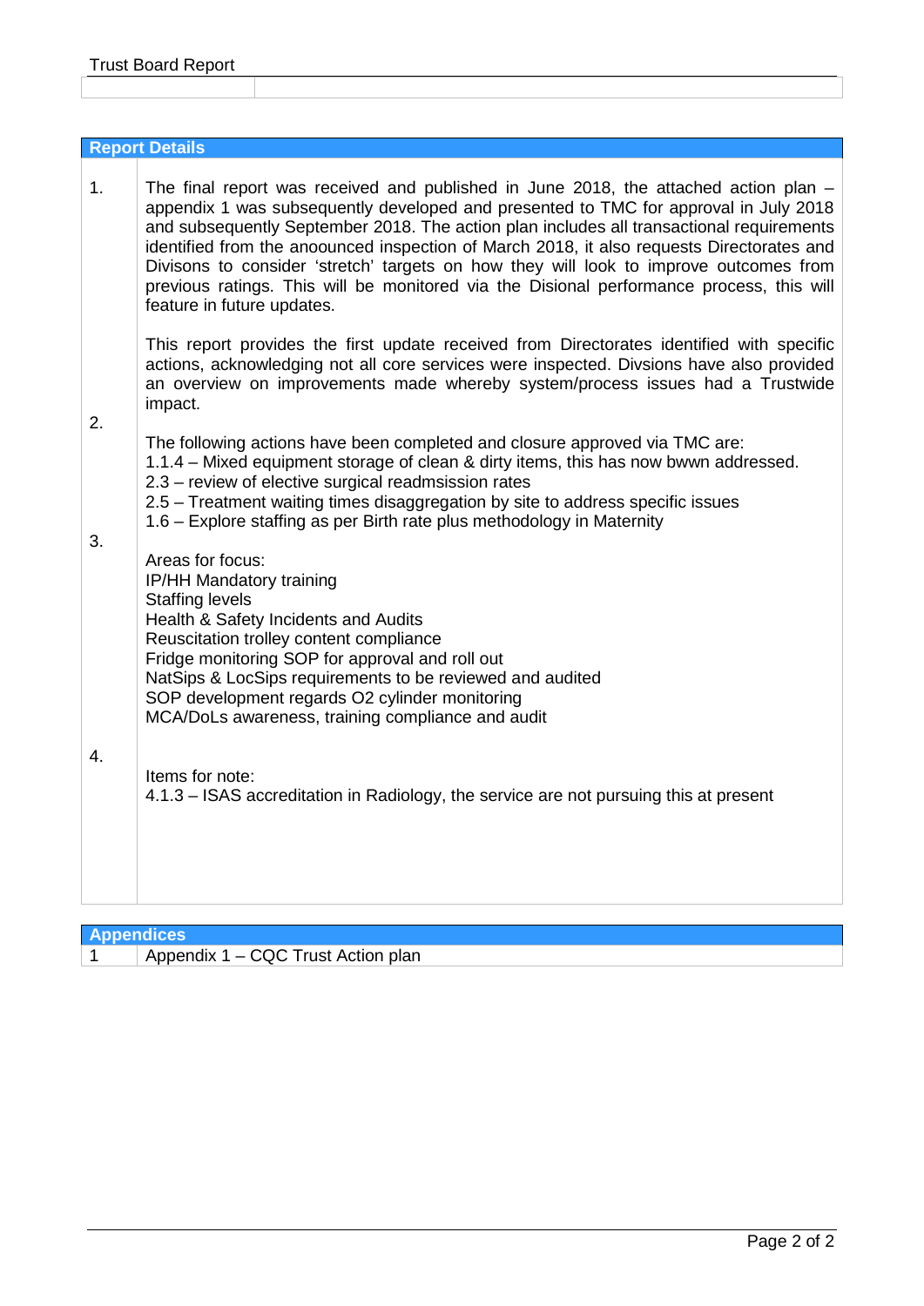## Report Details

1. The final report was received and published in June 2018, the attached action plan – appendix 1 was subsequently developed and presented to TMC for approval in July 2018 and subsequently September 2018. The action plan includes all transactional requirements identified from the anoounced inspection of March 2018, it also requests Directorates and Divisons to consider 'stretch' targets on how they will look to improve outcomes from previous ratings. This will be monitored via the Disional performance process, this will feature in future updates.

   This report provides the first update received from Directorates identified with specific actions, acknowledging not all core services were inspected. Divsions have also provided an overview on improvements made whereby system/process issues had a Trustwide impact.

2. The following actions have been completed and closure approved via TMC are:
   1.1.4 – Mixed equipment storage of clean & dirty items, this has now bwwn addressed.
   2.3 – review of elective surgical readmsission rates
   2.5 – Treatment waiting times disaggregation by site to address specific issues
   1.6 – Explore staffing as per Birth rate plus methodology in Maternity

3. Areas for focus:
   IP/HH Mandatory training
   Staffing levels
   Health & Safety Incidents and Audits
   Reuscitation trolley content compliance
   Fridge monitoring SOP for approval and roll out
   NatSips & LocSips requirements to be reviewed and audited
   SOP development regards O2 cylinder monitoring
   MCA/DoLs awareness, training compliance and audit

4. Items for note:
   4.1.3 – ISAS accreditation in Radiology, the service are not pursuing this at present

## Appendices

| 1 | Appendix 1 – CQC Trust Action plan |
|---|---|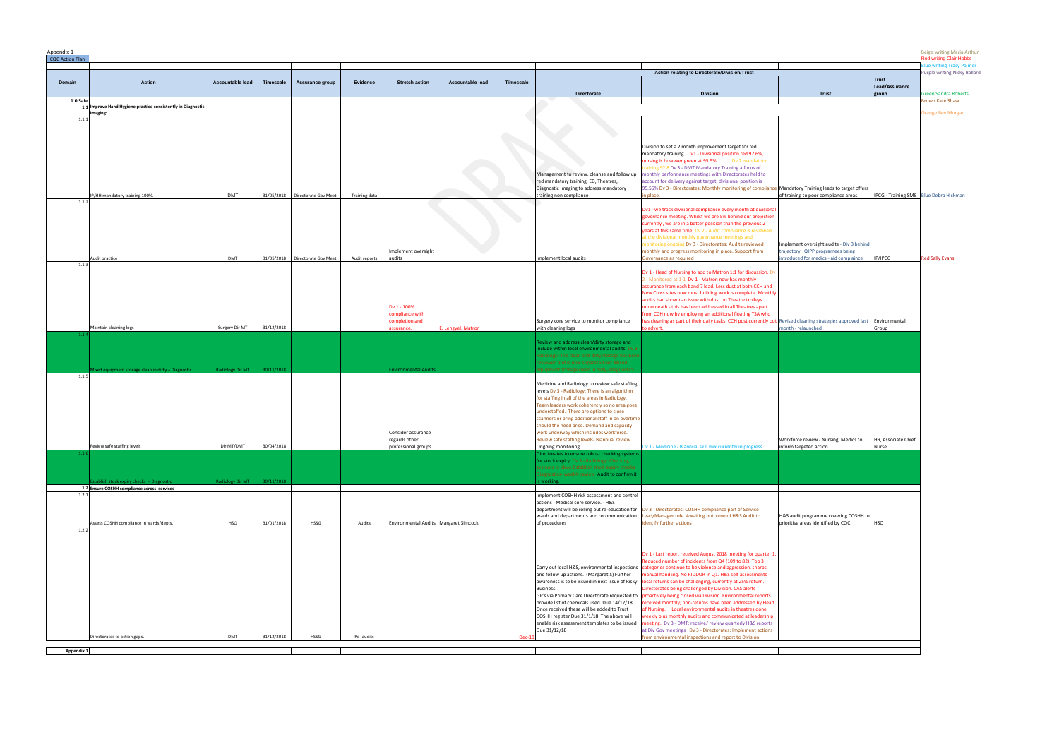Appendix 1

CQC Action Plan

Beige writing Maria Arthur
Red writing Clair Hobbs
Blue writing Tracy Palmer
Purple writing Nicky Ballard
Green Sandra Roberts
Brown Kate Shaw
Orange Bev Morgan

| Domain | Action | Accountable lead | Timescale | Assurance group | Evidence | Stretch action | Accountable lead | Timescale | Action relating to Directorate/Division/Trust: Directorate | Division | Trust | Trust Lead/Assurance group | |
|---|---|---|---|---|---|---|---|---|---|---|---|---|---|
| 1.0 Safe | | | | | | | | | | | | | |
| 1.1 | Improve Hand Hygiene practice consistently in Diagnostic imaging: | | | | | | | | | | | | |
| 1.1.1 | IP/HH mandatory training 100%. | DMT | 31/05/2018 | Directorate Gov Meet. | Training data | | | | Management to review, cleanse and follow up red mandatory training. ED, Theatres, Diagnostic Imaging to address mandatory training non compliance | Division to set a 2 month improvement target for red mandatory training. Dv1 - Divisional position red 92.6%, nursing is however green at 95.5%. Dv 2 mandatory training 92.6 Dv 3 - DMT:Mandatory Training a focus of monthly performance meetings with Directorates held to account for delivery against target, divisional position is 95.55% Dv 3 - Directorates: Monthly monitoring of compliance in place. | Mandatory Training leads to target offers of training to poor compliance areas. | IPCG - Training SME | Blue Debra Hickman |
| 1.1.2 | Audit practice | DMT | 31/05/2018 | Directorate Gov Meet. | Audit reports | Implement oversight audits | | | Implement local audits | Dv1 - we track divisional compliance every month at divisional governance meeting. Whilst we are 5% behind our projection currently , we are in a better position than the previous 2 years at this same time. Dv 2 - Audit compliance is reviewed at the divisional monthly governance meetings and monitoring ongoing Dv 3 - Directorates: Audits reviewed monthly and progress monitoring in place. Support from Governance as required | Implement oversight audits - Dv 3 behind trajectory. QIPP programees being introduced for medics - aid compliance | IP/IPCG | Red Sally Evans |
| 1.1.3 | Maintain cleaning logs | Surgery Dir MT | 31/12/2018 | | | Dv 1 - 100% compliance with completion and assurance. | E. Lengyel, Matron | | Surgery core service to monitor compliance with cleaning logs | Dv 1 - Head of Nursing to add to Matron 1:1 for discussion. Dv 2 - Monitored at 1:1 Dv 1 - Matron now has monthly assurance from each band 7 lead. Less dust at both CCH and New Cross sites now most building work is complete. Monthly audits had shown an issue with dust on Theatre trolleys underneath - this has been addressed in all Theatres apart from CCH now by employing an additional floating TSA who has cleaning as part of their daily tasks. CCH post currently out to advert. | Revised cleaning strategies approved last month - relaunched | Environmental Group | |
| 1.1.4 | Mixed equipment storage clean in dirty – Diagnostic | Radiology Dir MT | 30/11/2018 | | | Environmental Audits | | | Review and address clean/dirty storage and include within local environmental audits. Dv 3 - Radiology: The clean and dirty storage has been reviewed and is now separated out.Mixed equipment storage clean in dirty - Diagnostic | | | | |
| 1.1.5 | Review safe staffing levels | Dir MT/DMT | 30/04/2018 | | | Consider assurance regards other professional groups | | | Medicine and Radiology to review safe staffing levels Dv 3 - Radiology: There is an algorithm for staffing in all of the areas in Radiology. Team leaders work coherently so no area goes understaffed. There are options to close scanners or bring additional staff in on overtime should the need arise. Demand and capacity work underway which includes workforce. Review safe staffing levels- Biannual review Ongoing monitoring | Dv 1 - Medicine - Biannual skill mix currently in progress. | Workforce review - Nursing, Medics to inform targeted action. | HR, Associate Chief Nurse | |
| 1.1.6 | Establish stock expiry checks – Diagnostic | Radiology Dir MT | 30/11/2018 | | | | | | Directorates to ensure robust checking systems for stock expiry. Dv 3 - Radiology: Checking systems in place to confirm stock expiry checks in Diagnostic weekly review. Audit to confirm it is working. | | | | |
| 1.2 | Ensure COSHH compliance across services | | | | | | | | | | | | |
| 1.2.1 | Assess COSHH compliance in wards/depts. | HSO | 31/01/2018 | HSSG | Audits | Environmental Audits | Margaret Simcock | | Implement COSHH risk assessment and control actions - Medical core service. - H&S department will be rolling out re-education for wards and departments and recommunication of procedures | Dv 3 - Directorates: COSHH compliance part of Service Lead/Manager role. Awaiting outcome of H&S Audit to identify further actions | H&S audit programme covering COSHH to prioritise areas identified by CQC. | HSO | |
| 1.2.2 | Directorates to action gaps. | DMT | 31/12/2018 | HSSG | Re- audits | | | Dec-18 | Carry out local H&S, environmental inspections and follow up actions. (Margaret.S) Further awareness is to be issued in next issue of Risky Business. GP's via Primary Care Directorate requested to provide list of chemicals used. Due 14/12/18, Once received these will be added to Trust COSHH register Due 31/1/18, The above will enable risk assessment templates to be issued Due 31/12/18 | Dv 1 - Last report received August 2018 meeting for quarter 1. Reduced number of incidents from Q4 (109 to 82). Top 3 categories continue to be violence and aggression, sharps, manual handling. No RIDDOR in Q1. H&S self assessments - local returns can be challenging, currently at 25% return. Directorates being challenged by Division. CAS alerts proactively being closed via Division. Environmental reports received monthly; non-returns have been addressed by Head of Nursing. Local environmental audits in theatres done weekly plus monthly audits and communicated at leadership meeting. Dv 3 - DMT: receive/ review quarterly H&S reports at Div Gov meetings Dv 3 - Directorates: Implement actions from environmental inspections and report to Division | | | |

Appendix 1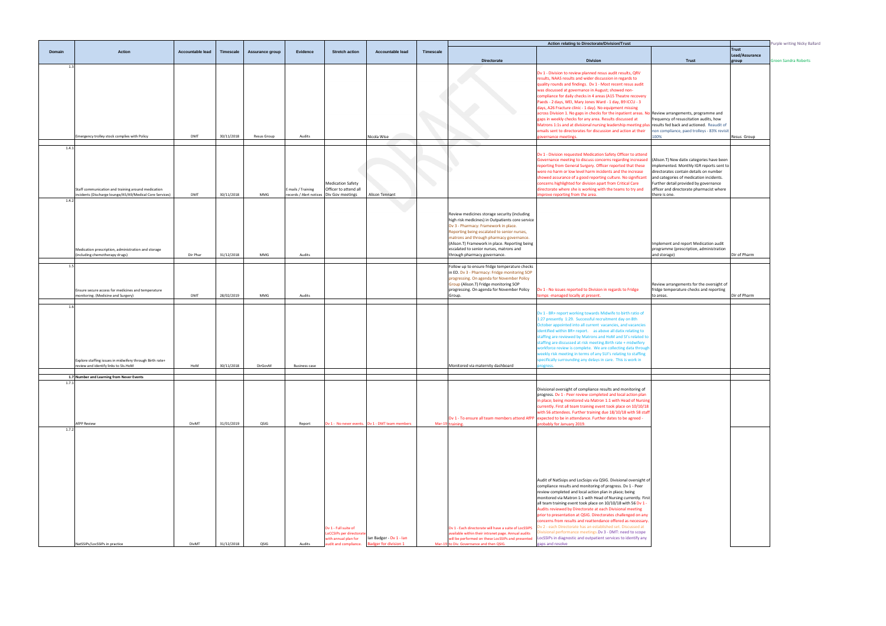| Domain | Action | Accountable lead | Timescale | Assurance group | Evidence | Stretch action | Accountable lead | Timescale | Action relating to Directorate/Division/Trust | | | | Purple writing Nicky Ballard |
|---|---|---|---|---|---|---|---|---|---|---|---|---|---|
| | | | | | | | | | Directorate | Division | Trust | Trust Lead/Assurance group | Green Sandra Roberts |
| 1.3 | Emergency trolley stock complies with Policy | DMT | 30/11/2018 | Resus Group | Audits | | Nicola Wise | | | Dv 1 - Division to review planned resus audit results, QRV results, NAAS results and wider discussion in regards to quality rounds and findings. Dv 1 - Most recent resus audit was discussed at governance in August; showed non-compliance for daily checks in 4 areas (A15 Theatre recovery Paeds - 2 days, WEI, Mary Jones Ward - 1 day, B9 ICCU - 3 days, A26 Fracture clinic - 1 day). No equipment missing across Division 1. No gaps in checks for the inpatient areas. No gaps in weekly checks for any area. Results discussed at Matrons 1:1s and at divisional nursing leadership meeting plus emails sent to directorates for discussion and action at their governance meetings. | Review arrangements, programme and frequency of resuscitation audits, how results fed back and actioned. Reaudit of non compliance, paed trolleys - 83% revisit 100% | Resus Group | |
| 1.4.1 | Staff communication and training around medication incidents (Discharge lounge/A5/A9/Medical Core Services) | DMT | 30/11/2018 | MMG | E mails / Training records / Alert notices | Medication Safety Officer to attend all Div Gov meetings | Alison Tennant | | | Dv 1 - Division requested Medication Safety Officer to attend Governance meeting to discuss concerns regarding increased reporting from General Surgery. Officer reported that these were no harm or low level harm incidents and the increase showed assurance of a good reporting culture. No significant concerns highlighted for division apart from Critical Care directorate where she is working with the teams to try and improve reporting from the area. | (Alison.T) New datix categories have been implemented. Monthly IGR reports sent to directorates contain details on number and categories of medication incidents. Further detail provided by governance officer and directorate pharmacist where there is one. | | |
| 1.4.2 | Medication prescription, administration and storage (including chemotherapy drugs) | Dir Phar | 31/12/2018 | MMG | Audits | | | | Review medicines storage security (including high risk medicines) in Outpatients core service Dv 3 - Pharmacy: Framework in place. Reporting being escalated to senior nurses, matrons and through pharmacy governance. (Alison.T) Framework in place. Reporting being escalated to senior nurses, matrons and through pharmacy governance. | | Implement and report Medication audit programme (prescription, administration and storage) | Dir of Pharm | |
| 1.5 | Ensure secure access for medicines and temperature monitoring. (Medicine and Surgery) | DMT | 28/02/2019 | MMG | Audits | | | | Follow up to ensure fridge temperature checks in ED. Dv 3 - Pharmacy: Fridge monitoring SOP progressing. On agenda for November Policy Group (Alison.T) Fridge monitoring SOP progressing. On agenda for November Policy Group. | Dv 1 - No issues reported to Division in regards to Fridge temps -managed locally at present.. | Review arrangements for the oversight of fridge temperature checks and reporting to areas. | Dir of Pharm | |
| 1.6 | Explore staffing issues in midwifery through Birth rate+ review and identify links to SIs.HoM | HoM | 30/11/2018 | DirGovM | Business case | | | | Monitored via maternity dashboard | Dv 1 - BR+ report working towards Midwife to birth ratio of 1:27 presently 1:29. Successful recruitment day on 8th October appointed into all current vacancies, and vacancies identified within BR+ report. as above all datix relating to staffing are reviewed by Matrons and HoM and SI's related to staffing are discussed at risk meeting.Birth rate + midwifery workforce review is complete. We are collecting data through weekly risk meeting in terms of any SUI's relating to staffing specifically surrounding any delays in care. This is work in progress. | | | |
| **1.7** | **Number and Learning from Never Events** | | | | | | | | | | | | |
| 1.7.1 | AfPP Review | DivMT | 31/01/2019 | QSIG | Report | Dv 1 - No never events. | Dv 1 - DMT team members | Mar-19 | Dv 1 - To ensure all team members attend AfPP training. | Divisional oversight of compliance results and monitoring of progress. Dv 1 - Peer review completed and local action plan in place; being monitored via Matron 1:1 with Head of Nursing currently. First all team training event took place on 10/10/18 with 56 attendees. Further training due 18/10/18 with 58 staff expected to be in attendance. Further dates to be agreed - probably for January 2019. | | | |
| 1.7.2 | NatSSIPs/LocSSIPs in practice | DivMT | 31/12/2018 | QSIG | Audits | Dv 1 - Full suite of LoCCSIPs per directorate with annual plan for audit and compliance. | Ian Badger - Dv 1 - Ian Badger for division 1 | Mar-19 | Dv 1 - Each directorate will have a suite of LocSSIPS available within their intranet page. Annual audits will be performed on these LocSSIPs and presented to Div. Governance and then QSIG. | Audit of NatSsips and LocSsips via QSIG. Divisional oversight of compliance results and monitoring of progress. Dv 1 - Peer review completed and local action plan in place; being monitored via Matron 1:1 with Head of Nursing currently. First all team training event took place on 10/10/18 with 56 Dv 1 - Audits reviewed by Directorate at each Divisional meeting prior to presentation at QSIG. Directorates challenged on any concerns from results and reattendance offered as necessary. Dv 2 - each Directorate has an established set. Discussed at Divisional performance meetings Dv 3 - DMT: need to scope LocSSIPs in diagnostic and outpatient services to identify any gaps and resolve | | | |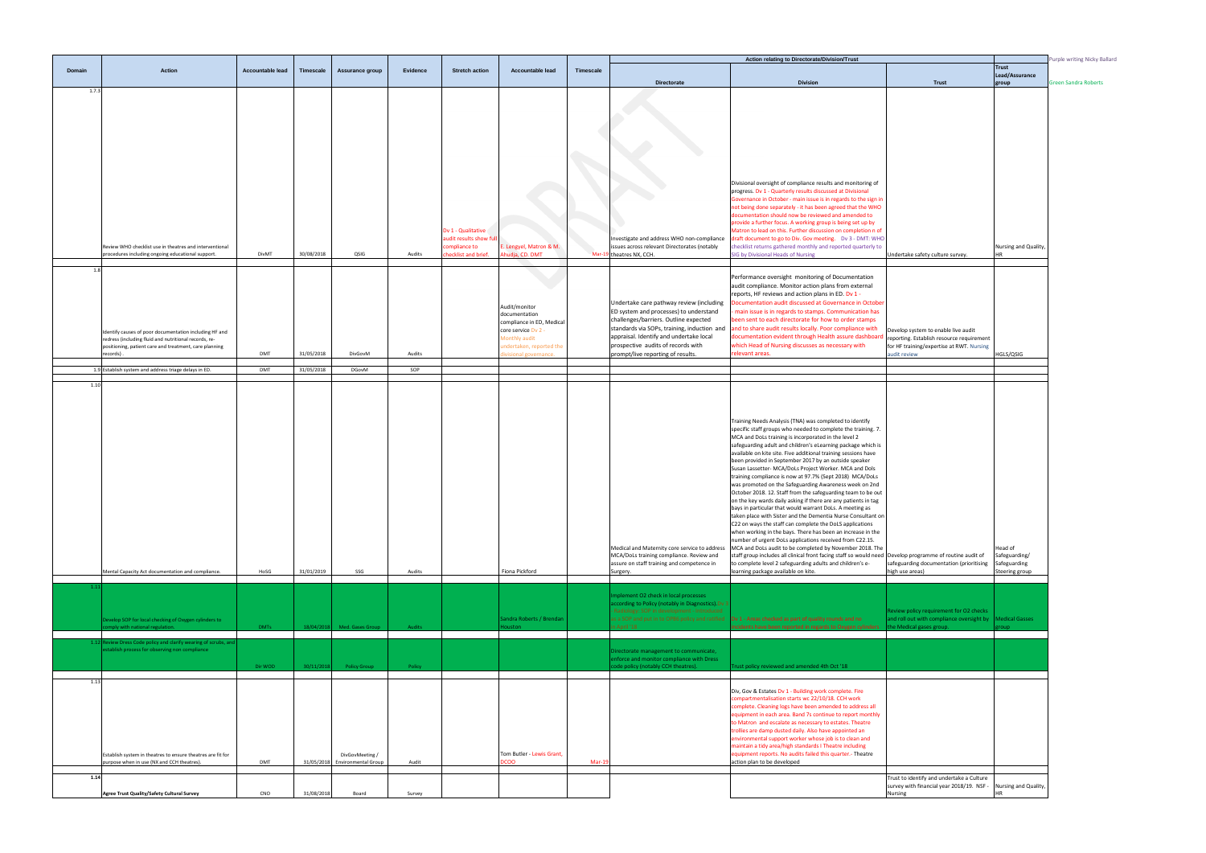Purple writing Nicky Ballard

Green Sandra Roberts

| Domain | Action | Accountable lead | Timescale | Assurance group | Evidence | Stretch action | Accountable lead | Timescale | Action relating to Directorate/Division/Trust | | | Trust Lead/Assurance group |
|---|---|---|---|---|---|---|---|---|---|---|---|---|
| | | | | | | | | | Directorate | Division | Trust | |
| 1.7.3 | Review WHO checklist use in theatres and interventional procedures including ongoing educational support. | DivMT | 30/08/2018 | QSIG | Audits | Dv 1 - Qualitative audit results show full compliance to checklist and brief. | E. Lengyel, Matron & M. Ahudja, CD. DMT | Mar-19 | Investigate and address WHO non-compliance issues across relevant Directorates (notably theatres NX, CCH. | Divisional oversight of compliance results and monitoring of progress. Dv 1 - Quarterly results discussed at Divisional Governance in October - main issue is in regards to the sign in not being done separately - it has been agreed that the WHO documentation should now be reviewed and amended to provide a further focus. A working group is being set up by Matron to lead on this. Further discussion on completion n of draft document to go to Div. Gov meeting. Dv 3 - DMT: WHO checklist returns gathered monthly and reported quarterly to SIG by Divisional Heads of Nursing | Undertake safety culture survey. | Nursing and Quality, HR |
| 1.8 | Identify causes of poor documentation including HF and redress (including fluid and nutritional records, re-positioning, patient care and treatment, care planning records) . | DMT | 31/05/2018 | DivGovM | Audits | | Audit/monitor documentation compliance in ED, Medical core service Dv 2 - Monthly audit undertaken, reported the divisional governance. | | Undertake care pathway review (including ED system and processes) to understand challenges/barriers. Outline expected standards via SOPs, training, induction and appraisal. Identify and undertake local prospective audits of records with prompt/live reporting of results. | Performance oversight monitoring of Documentation audit compliance. Monitor action plans from external reports, HF reviews and action plans in ED. Dv 1 - Documentation audit discussed at Governance in October - main issue is in regards to stamps. Communication has been sent to each directorate for how to order stamps and to share audit results locally. Poor compliance with documentation evident through Health assure dashboard which Head of Nursing discusses as necessary with relevant areas. | Develop system to enable live audit reporting. Establish resource requirement for HF training/expertise at RWT. Nursing audit review | HGLS/QSIG |
| 1.9 | Establish system and address triage delays in ED. | DMT | 31/05/2018 | DGovM | SOP | | | | | | | |
| 1.10 | Mental Capacity Act documentation and compliance. | HoSG | 31/01/2019 | SSG | Audits | | Fiona Pickford | | Medical and Maternity core service to address MCA/DoLs training compliance. Review and assure on staff training and competence in Surgery. | Training Needs Analysis (TNA) was completed to identify specific staff groups who needed to complete the training. 7. MCA and DoLs training is incorporated in the level 2 safeguarding adult and children's eLearning package which is available on kite site. Five additional training sessions have been provided in September 2017 by an outside speaker Susan Lassetter- MCA/DoLs Project Worker. MCA and Dols training compliance is now at 97.7% (Sept 2018) MCA/DoLs was promoted on the Safeguarding Awareness week on 2nd October 2018. 12. Staff from the safeguarding team to be out on the key wards daily asking if there are any patients in tag bays in particular that would warrant DoLs. A meeting as taken place with Sister and the Dementia Nurse Consultant on C22 on ways the staff can complete the DoLS applications when working in the bays. There has been an increase in the number of urgent DoLs applications received from C22.15. MCA and DoLs audit to be completed by November 2018. The staff group includes all clinical front facing staff so would need to complete level 2 safeguarding adults and children's e-learning package available on kite. | Develop programme of routine audit of safeguarding documentation (prioritising high use areas) | Head of Safeguarding/ Safeguarding Steering group |
| 1.11 | Develop SOP for local checking of Oxygen cylinders to comply with national regulation. | DMTs | 18/04/2018 | Med. Gases Group | Audits | | Sandra Roberts / Brendan Houston | | Implement O2 check in local processes according to Policy (notably in Diagnostics). Dv 3 - Radiology: SOP in development - introduced as a SOP and put in to OP85 policy and ratified in April '19 | Dv 1 - Areas checked as part of quality rounds and no incidents have been reported in regards to Oxygen cylinders. | Review policy requirement for O2 checks and roll out with compliance oversight by the Medical gases group. | Medical Gasses group |
| 1.12 | Review Dress Code policy and clarify wearing of scrubs, and establish process for observing non compliance | Dir WOD | 30/11/2018 | Policy Group | Policy | | | | Directorate management to communicate, enforce and monitor compliance with Dress code policy (notably CCH theatres). | Trust policy reviewed and amended 4th Oct '18 | | |
| 1.13 | Establish system in theatres to ensure theatres are fit for purpose when in use (NX and CCH theatres). | DMT | 31/05/2018 | DivGovMeeting / Environmental Group | Audit | | Tom Butler - Lewis Grant, DCOO | Mar-19 | | Div, Gov & Estates Dv 1 - Building work complete. Fire compartmentalisation starts wc 22/10/18. CCH work complete. Cleaning logs have been amended to address all equipment in each area. Band 7s continue to report monthly to Matron and escalate as necessary to estates. Theatre trollies are damp dusted daily. Also have appointed an environmental support worker whose job is to clean and maintain a tidy area/high standards I Theatre including equipment reports. No audits failed this quarter.- Theatre action plan to be developed | | |
| **1.14** | **Agree Trust Quality/Safety Cultural Survey** | CNO | 31/08/2018 | Board | Survey | | | | | | Trust to identify and undertake a Culture survey with financial year 2018/19. NSF - Nursing | Nursing and Quality, HR |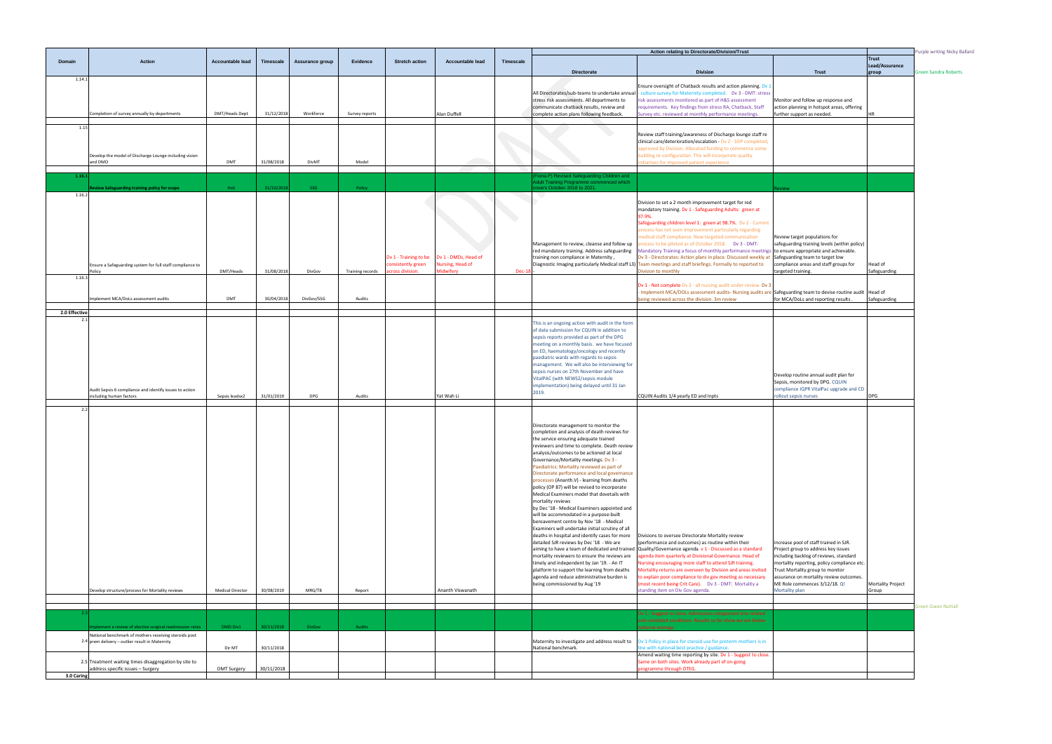| Domain | Action | Accountable lead | Timescale | Assurance group | Evidence | Stretch action | Accountable lead | Timescale | Action relating to Directorate/Division/Trust - Directorate | Division | Trust | Trust Lead/Assurance group |
|---|---|---|---|---|---|---|---|---|---|---|---|---|
| 1.14.1 | Completion of survey annually by departments | DMT/Heads Dept | 31/12/2018 | Workforce | Survey reports | | Alan Duffell | | All Directorates/sub-teams to undertake annual stress risk assessments. All departments to communicate chatback results, review and complete action plans following feedback. | Ensure oversight of Chatback results and action planning. Dv 1 - culture survey for Maternity completed. Dv 3 - DMT: stress risk assessments monitored as part of H&S assessment requirements. Key findings from stress RA, Chatback, Staff Survey etc. reviewed at monthly performance meetings. | Monitor and follow up response and action planning in hotspot areas, offering further support as needed. | HR |
| 1.15 | Develop the model of Discharge Lounge including vision and DMO | DMT | 31/08/2018 | DivMT | Model | | | | | Review staff training/awareness of Discharge lounge staff re clinical care/deterioration/escalation - Dv 2 - SOP completed, approved by Division. Allocated funding to commence some building re-configuration. This will incorporate quality initiatives for improved patient experience | | |
| 1.16.1 | Review Safeguarding training policy for scope | HoS | 31/10/2018 | SSG | Policy | | | | (Fiona P) Revised Safeguarding Children and Adult Training Programme commenced which covers October 2018 to 2021. | | Review | |
| 1.16.2 | Ensure a Safeguarding system for full staff compliance to Policy | DMT/Heads | 31/08/2018 | DivGov | Training records | Dv 1 - Training to be consistently green across division. | Dv 1 - DMDs, Head of Nursing, Head of Midwifery | Dec-18 | Management to review, cleanse and follow up red mandatory training. Address safeguarding training non compliance in Maternity, Diagnostic Imaging particularly Medical staff L3 | Division to set a 2 month improvement target for red mandatory training. Dv 1 - Safeguarding Adults: green at 97.9%. Safeguarding children level 1: green at 98.7%. Dv 2 - Current process has not seen improvement particularly regarding medical staff compliance. New targeted communication process to be piloted as of October 2018. Dv 3 - DMT: Mandatory Training a focus of monthly performance meetings Dv 3 - Directorates: Action plans in place. Discussed weekly at Team meetings and staff briefings. Formally to reported to Division to monthly | Review target populations for safeguarding training levels (within policy) to ensure appropriate and achievable. Safeguarding team to target low compliance areas and staff groups for targeted training. | Head of Safeguarding |
| 1.16.3 | Implement MCA/DoLs assessment audits | DMT | 30/04/2018 | DivGov/SSG | Audits | | | | | Dv 1 - Not complete Dv 2 - all nursing audit under review. Dv 3 - Implement MCA/DOLs assessment audits- Nursing audits are being reviewed across the division. 3m review | Safeguarding team to devise routine audit for MCA/DoLs and reporting results . | Head of Safeguarding |
| 2.0 Effective | | | | | | | | | | | | |
| 2.1 | Audit Sepsis 6 compliance and identify issues to action including human factors | Sepsis leadsx2 | 31/01/2019 | DPG | Audits | | Yat Wah Li | | This is an ongoing action with audit in the form of data submission for CQUIN in addition to sepsis reports provided as part of the DPG meeting on a monthly basis. we have focused on ED, haematology/oncology and recently paediatric wards with regards to sepsis management. We will also be interviewing for sepsis nurses on 27th November and have VitalPAC (with NEWS2/sepsis module implementation) being delayed until 31 Jan 2019. | CQUIN Audits 1/4 yearly ED and Inpts | Develop routine annual audit plan for Sepsis, monitored by DPG. CQUIN compliance IQPR VitalPac upgrade and CD rollout sepsis nurses | DPG |
| 2.2 | Develop structure/process for Mortality reviews | Medical Director | 30/08/2019 | MRG/TB | Report | | Ananth Viswanath | | Directorate management to monitor the completion and analysis of death reviews for the service ensuring adequate trained reviewers and time to complete. Death review analysis/outcomes to be actioned at local Governance/Mortality meetings. Dv 3 - Paediatrics: Mortality reviewed as part of Directorate performance and local governance processes (Ananth.V) - learning from deaths policy (OP 87) will be revised to incorporate Medical Examiners model that dovetails with mortality reviews by Dec '18 - Medical Examiners appointed and will be accommodated in a purpose-built bereavement centre by Nov '18 - Medical Examiners will undertake initial scrutiny of all deaths in hospital and identify cases for more detailed SJR reviews by Dec '18 - We are aiming to have a team of dedicated and trained mortality reviewers to ensure the reviews are timely and independent by Jan '19. - An IT platform to support the learning from deaths agenda and reduce administrative burden is being commissioned by Aug '19 | Divisions to oversee Directorate Mortality review (performance and outcomes) as routine within their Quality/Governance agenda. v 1 - Discussed as a standard agenda item quarterly at Divisional Governance. Head of Nursing encouraging more staff to attend SJR training. Mortality returns are overseen by Division and areas invited to explain poor compliance to div gov meeting as necessary (most recent being Crit Care). Dv 3 - DMT: Mortality a standing item on Div Gov agenda. | Increase pool of staff trained in SJR. Project group to address key issues including backlog of reviews, standard mortality reporting, policy compliance etc. Trust Mortality group to monitor assurance on mortality review outcomes. ME Role commences 3/12/18. QI Mortality plan | Mortality Project Group |
| 2.3 | Implement a review of elective surgical readmission rates | DMD Div1 | 30/11/2018 | DivGov | Audits | | | | | Dv 1 - Suggest to close. Admission categorized into related and unrelated conditions. Results so far show we are below national average | | |
| 2.4 | National benchmark of mothers receiving steroids post prem delivery – outlier result in Maternity | Dir MT | 30/11/2018 | | | | | | Maternity to investigate and address result to National benchmark. | Dv 1 Policy in place for steroid use for preterm mothers is in line with national best practice / guidance. | | |
| 2.5 | Treatment waiting times disaggregation by site to address specific issues – Surgery | DMT Surgery | 30/11/2018 | | | | | | | Amend waiting time reporting by site. Dv 1 - Suggest to close. Same on both sites. Work already part of on-going programme through DTEG. | | |
| 3.0 Caring | | | | | | | | | | | | |

Purple writing Nicky Ballard

Green Sandra Roberts

Green Gwen Nuttall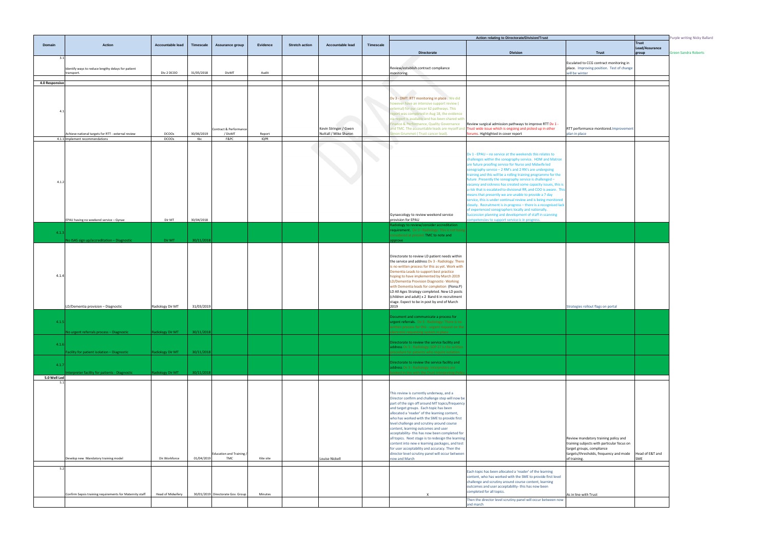| Domain | Action | Accountable lead | Timescale | Assurance group | Evidence | Stretch action | Accountable lead | Timescale | Action relating to Directorate/Division/Trust | | | Trust Lead/Assurance group |
|---|---|---|---|---|---|---|---|---|---|---|---|---|
| | | | | | | | | | Directorate | Division | Trust | |
| 3.1 | Identify ways to reduce lengthy delays for patient transport. | Div 2 DCOO | 31/05/2018 | DivMT | Audit | | | | Review/establish contract compliance monitoring. | | Esculated to CCG contract monitoring in place. Improving position. Test of change will be winter | |
| 4.0 Responsive | | | | | | | | | | | | |
| 4.1 | Achieve national targets for RTT - external review | DCOOs | 30/06/2019 | Contract & Performance / DivMT | Report | | Kevin Stringer / Gwen Nuttall / Mike Sharon | | Dv 3 - DMT: RTT monitoring in place . We did however have an intensive support review ( external) for our cancer 62 pathways. This report was completed in Aug 18, the evidence via report is available and has been shared with Finance & Performance, Quality Governance and TMC. The accountable leads are myself and Simon Grummet ( Trust cancer lead). | Review surgical admission pathways to improve RTT Dv 1 - Trust wide issue which is ongoing and picked up in other forums. Highlighted in cover report | RTT performance monitored.Improvement plan in place | |
| 4.1.1 | Implement recommendations | DCOOs | tbc | F&PC | IQPR | | | | | | | |
| 4.1.2 | EPAU having no weekend service – Gynae | Dir MT | 30/04/2018 | | | | | | Gynaecology to review weekend service provision for EPAU | Dv 1 - EPAU – no service at the weekends this relates to challenges within the sonography service. HOM and Matron are future proofing service for Nurse and Midwife led sonography service – 2 RM's and 2 RN's are undergoing training and this will be a rolling training programme for the future .Presently the sonography service is challenged – vacancy and sickness has created some capacity issues, this is a risk that is escalated to divisional RR, and COO is aware. This means that presently we are unable to provide a 7 day service, this is under continual review and is being monitored closely. Recruitment is in progress – there is a recognised lack of experienced sonographers locally and nationally. Succession planning and development of staff in scanning competencies to support service is in progress. | | |
| 4.1.3 | No ISAS sign up/accreditation – Diagnostic | Dir MT | 30/11/2018 | | | | | | Radiology to review/consider accreditation requirement. Dv 3 - Radiology: This is not being considered at present TMC to note and approve | | | |
| 4.1.4 | LD/Dementia provision – Diagnostic | Radiology Dir MT | 31/03/2019 | | | | | | Directorate to review LD patient needs within the service and address Dv 3 - Radiology: There is no written process for this as yet. Work with Dementia Leads to support best practice hoping to have implemented by March 2019 LD/Dementia Provision Diagnostic- Working with Dementia leads for completion (Fiona.P) LD All Ages Strategy completed. New LD posts (children and adult) x 2 Band 6 in recruitment stage. Expect to be in post by end of March 2019 | | Strategies rollout flags on portal | |
| 4.1.5 | No urgent referrals process – Diagnostic | Radiology Dir MT | 30/11/2018 | | | | | | Document and communicate a process for urgent referrals. Dv 3 - Radiology: There is no written process for this - urgent requests on the electronic requesting system in place | | | |
| 4.1.6 | Facility for patient isolation – Diagnostic | Radiology Dir MT | 30/11/2018 | | | | | | Directorate to review the service facility and address Dv 3 - Radiology: SOP 27 is the written procedure for patients who require isolation | | | |
| 4.1.7 | Interpreter facility for patients - Diagnostic | Radiology Dir MT | 30/11/2018 | | | | | | Directorate to review the service facility and address Dv 3 - Radiology: Interpreters are booked in line with the Trust Interpreting Policy | | | |
| 5.0 Well Led | | | | | | | | | | | | |
| 5.1 | Develop new Mandatory training model | Dir Workforce | 01/04/2019 | Education and Training / TMC | Kite site | | Louise Nickell | | This review is currently underway, and a Director confirm and challenge step will now be part of the sign off around MT topics/frequency and target groups. Each topic has been allocated a 'reader' of the learning content, who has worked with the SME to provide first level challenge and scrutiny around course content, learning outcomes and user acceptability- this has now been completed for all topics. Next stage is to redesign the learning content into new e learning packages, and test for user acceptability and accuracy. Then the director level scrutiny panel will occur between now and March | | Review mandatory training policy and training subjects with particular focus on target groups, compliance targets/thresholds, frequency and mode of training. | Head of E&T and SME |
| 5.2 | Confirm Sepsis training requirements for Maternity staff | Head of Midwifery | 30/01/2019 | Directorate Gov. Group | Minutes | | | | X | Each topic has been allocated a 'reader' of the learning content, who has worked with the SME to provide first level challenge and scrutiny around course content, learning outcomes and user acceptability- this has now been completed for all topics. | As in line with Trust | |
| | | | | | | | | | | Then the director level scrutiny panel will occur between now and march | | |

Purple writing Nicky Ballard

Green Sandra Roberts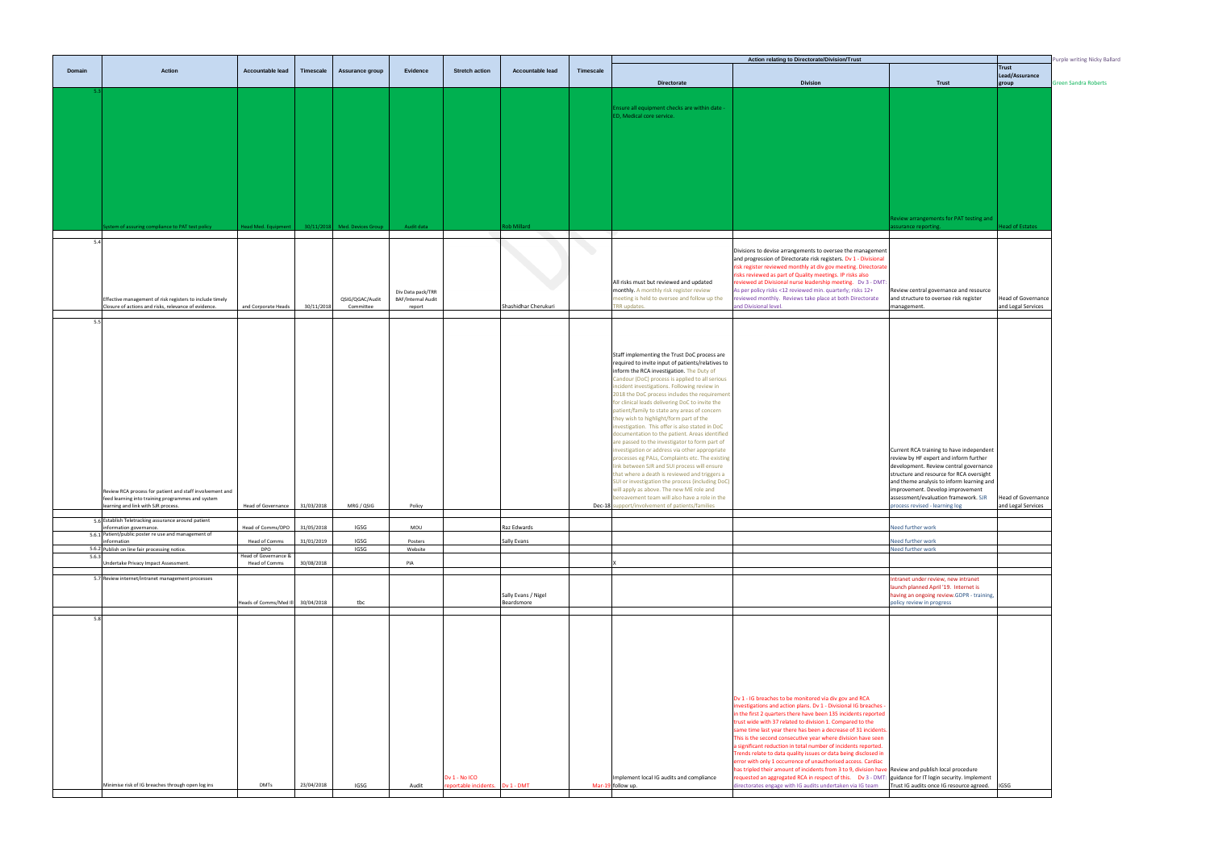| Domain | Action | Accountable lead | Timescale | Assurance group | Evidence | Stretch action | Accountable lead | Timescale | Action relating to Directorate/Division/Trust - Directorate | Division | Trust | Trust Lead/Assurance group |
|---|---|---|---|---|---|---|---|---|---|---|---|---|
| 5.3 | System of assuring compliance to PAT test policy | Head Med. Equipment | 30/11/2018 | Med. Devices Group | Audit data | | Rob Millard | | Ensure all equipment checks are within date - ED, Medical core service. | | Review arrangements for PAT testing and assurance reporting. | Head of Estates |
| 5.4 | Effective management of risk registers to include timely Closure of actions and risks, relevance of evidence. | and Corporate Heads | 30/11/2018 | QSIG/QGAC/Audit Committee | Div Data pack/TRR BAF/Internal Audit report | | Shashidhar Cherukuri | | All risks must but reviewed and updated monthly. A monthly risk register review meeting is held to oversee and follow up the TRR updates. | Divisions to devise arrangements to oversee the management and progression of Directorate risk registers. Dv 1 - Divisional risk register reviewed monthly at div gov meeting. Directorate risks reviewed as part of Quality meetings. IP risks also reviewed at Divisional nurse leadership meeting. Dv 3 - DMT: As per policy risks <12 reviewed min. quarterly; risks 12+ reviewed monthly. Reviews take place at both Directorate and Divisional level. | Review central governance and resource and structure to oversee risk register management. | Head of Governance and Legal Services |
| 5.5 | Review RCA process for patient and staff involvement and feed learning into training programmes and system learning and link with SJR process. | Head of Governance | 31/03/2018 | MRG / QSIG | Policy | | | Dec-18 | Staff implementing the Trust DoC process are required to invite input of patients/relatives to inform the RCA investigation. The Duty of Candour (DoC) process is applied to all serious incident investigations. Following review in 2018 the DoC process includes the requirement for clinical leads delivering DoC to invite the patient/family to state any areas of concern they wish to highlight/form part of the investigation. This offer is also stated in DoC documentation to the patient. Areas identified are passed to the investigator to form part of investigation or address via other appropriate processes eg PALs, Complaints etc. The existing link between SJR and SUI process will ensure that where a death is reviewed and triggers a SUI or investigation the process (including DoC) will apply as above. The new ME role and bereavement team will also have a role in the support/involvement of patients/families | | Current RCA training to have independent review by HF expert and inform further development. Review central governance structure and resource for RCA oversight and theme analysis to inform learning and improvement. Develop improvement assessment/evaluation framework. SJR process revised - learning log | Head of Governance and Legal Services |
| 5.6 | Establish Teletracking assurance around patient information governance. | Head of Comms/DPO | 31/05/2018 | IGSG | MOU | | Raz Edwards | | | | Need further work | |
| 5.6.1 | Patient/public poster re use and management of information | Head of Comms | 31/01/2019 | IGSG | Posters | | Sally Evans | | | | Need further work | |
| 5.6.2 | Publish on line fair processing notice. | DPO | | IGSG | Website | | | | | | Need further work | |
| 5.6.3 | Undertake Privacy Impact Assessment. | Head of Governance & Head of Comms | 30/08/2018 | | PIA | | | | X | | | |
| 5.7 | Review internet/intranet management processes | Heads of Comms/Med Ill | 30/04/2018 | tbc | | | Sally Evans / Nigel Beardsmore | | | | Intranet under review, new intranet launch planned April '19. Internet is having an ongoing review.GDPR - training, policy review in progress | |
| 5.8 | Minimise risk of IG breaches through open log ins | DMTs | 23/04/2018 | IGSG | Audit | Dv 1 - No ICO reportable incidents. | Dv 1 - DMT | Mar-19 | Implement local IG audits and compliance follow up. | Dv 1 - IG breaches to be monitored via div gov and RCA investigations and action plans. Dv 1 - Divisional IG breaches - In the first 2 quarters there have been 135 incidents reported trust wide with 37 related to division 1. Compared to the same time last year there has been a decrease of 31 incidents. This is the second consecutive year where division have seen a significant reduction in total number of incidents reported. Trends relate to data quality issues or data being disclosed in error with only 1 occurrence of unauthorised access. Cardiac has tripled their amount of incidents from 3 to 9, division have requested an aggregated RCA in respect of this. Dv 3 - DMT: directorates engage with IG audits undertaken via IG team | Review and publish local procedure guidance for IT login security. Implement Trust IG audits once IG resource agreed. | IGSG |

Purple writing Nicky Ballard

Green Sandra Roberts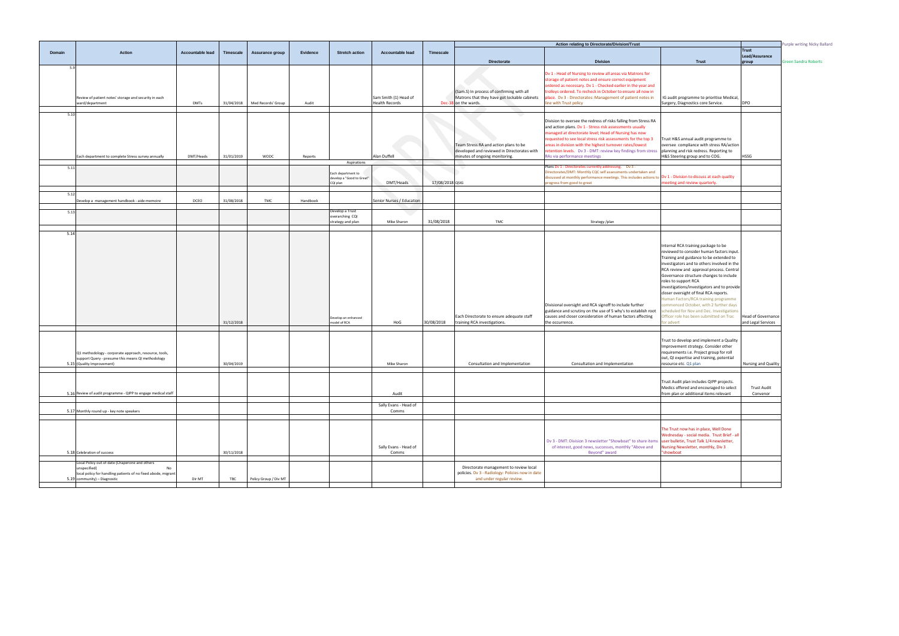| Domain | Action | Accountable lead | Timescale | Assurance group | Evidence | Stretch action | Accountable lead | Timescale | Action relating to Directorate/Division/Trust | | | Trust Lead/Assurance group |
|---|---|---|---|---|---|---|---|---|---|---|---|---|
| | | | | | | | | | Directorate | Division | Trust | |
| 5.9 | Review of patient notes' storage and security in each ward/department | DMTs | 31/04/2018 | Med Records' Group | Audit | | Sam Smith (1) Head of Health Records | Dec-18 | (Sam.S) In process of confirming with all Matrons that they have got lockable cabinets on the wards. | Dv 1 - Head of Nursing to review all areas via Matrons for storage of patient notes and ensure correct equipment ordered as necessary. Dv 1 - Checked earlier in the year and trolleys ordered. To recheck in October to ensure all now in place. Dv 3 - Directorates: Management of patient notes in line with Trust policy | IG audit programme to prioritise Medical, Surgery, Diagnostics core Service. | DPO |
| 5.10 | Each department to complete Stress survey annually | DMT/Heads | 31/01/2019 | WODC | Reports | | Alan Duffell | | Team Stress RA and action plans to be developed and reviewed in Directorates with minutes of ongoing monitoring. | Division to oversee the redress of risks falling from Stress RA and action plans. Dv 1 - Stress risk assessments usually managed at directorate level, Head of Nursing has now requested to see local stress risk assessments for the top 3 areas in division with the highest turnover rates/lowest retention levels. Dv 3 - DMT: review key findings from stress RAs via performance meetings | Trust H&S annual audit programme to oversee compliance with stress RA/action planning and risk redress. Reporting to H&S Steering group and to COG. | HSSG |
| | | | | | | Aspirations | | | | | | |
| 5.11 | | | | | | Each department to develop a "Good to Great" CQI plan | DMT/Heads | 17/08/2018 | QSIG | Plans Dv 1 - Directorates currently addressing. Dv 3 - Directorates/DMT: Monthly CQC self assessments undertaken and discussed at monthly performance meetings. This includes actions to progress from good to great | Dv 1 - Division to discuss at each quality meeting and review quarterly. | |
| 5.12 | Develop a management handbook - aide memoire | DCEO | 31/08/2018 | TMC | Handbook | | Senior Nurses / Education | | | | | |
| 5.13 | | | | | | Develop a Trust overarching CQI strategy and plan | Mike Sharon | 31/08/2018 | TMC | Strategy /plan | | |
| 5.14 | | | 31/12/2018 | | | Develop an enhanced model of RCA | HoG | 30/08/2018 | Each Directorate to ensure adequate staff training RCA investigations. | Divisional oversight and RCA signoff to include further guidance and scrutiny on the use of 5 why's to establish root causes and closer consideration of human factors affecting the occurrence. | Internal RCA training package to be reviewed to consider human factors input. Training and guidance to be extended to investigators and to others involved in the RCA review and approval process. Central Governance structure changes to include roles to support RCA investigations/investigators and to provide closer oversight of final RCA reports. Human Factors/RCA training programme commenced October, with 2 further days scheduled for Nov and Dec. Investigations Officer role has been submitted on Trac for advert | Head of Governance and Legal Services |
| 5.15 | QI methodology - corporate approach, resource, tools, support Query - presume this means QI methodology (Quality Improvement) | | 30/04/2019 | | | | Mike Sharon | | Consultation and Implementation | Consultation and Implementation | Trust to develop and implement a Quality Improvement strategy. Consider other requirements i.e. Project group for roll out, QI expertise and training, potential resource etc. Q1 plan | Nursing and Quality |
| 5.16 | Review of audit programme - QIPP to engage medical staff | | | | | | Audit | | | | Trust Audit plan includes QIPP projects. Medics offered and encouraged to select from plan or additional items relevant | Trust Audit Convenor |
| 5.17 | Monthly round up - key note speakers | | | | | | Sally Evans - Head of Comms | | | | | |
| 5.18 | Celebration of success | | 30/11/2018 | | | | Sally Evans - Head of Comms | | | Dv 3 - DMT: Division 3 newsletter "Showboat" to share items of interest, good news, successes, monthly "Above and Beyond" award | The Trust now has in place, Well Done Wednesday - social media. Trust Brief - all user bulletin, Trust Talk 1/4 newsletter, Nursing Newsletter, monthly, Dv 3 "Showboat" | |
| 5.19 | Local Policy out of date (Chaperone and others unspecified) No local policy for handling patients of no fixed abode, migrant community) – Diagnostic | Dir MT | TBC | Policy Group / Div MT | | | | | Directorate management to review local policies. Dv 3 - Radiology: Policies now in date and under regular review. | | | |

Purple writing Nicky Ballard

Green Sandra Roberts